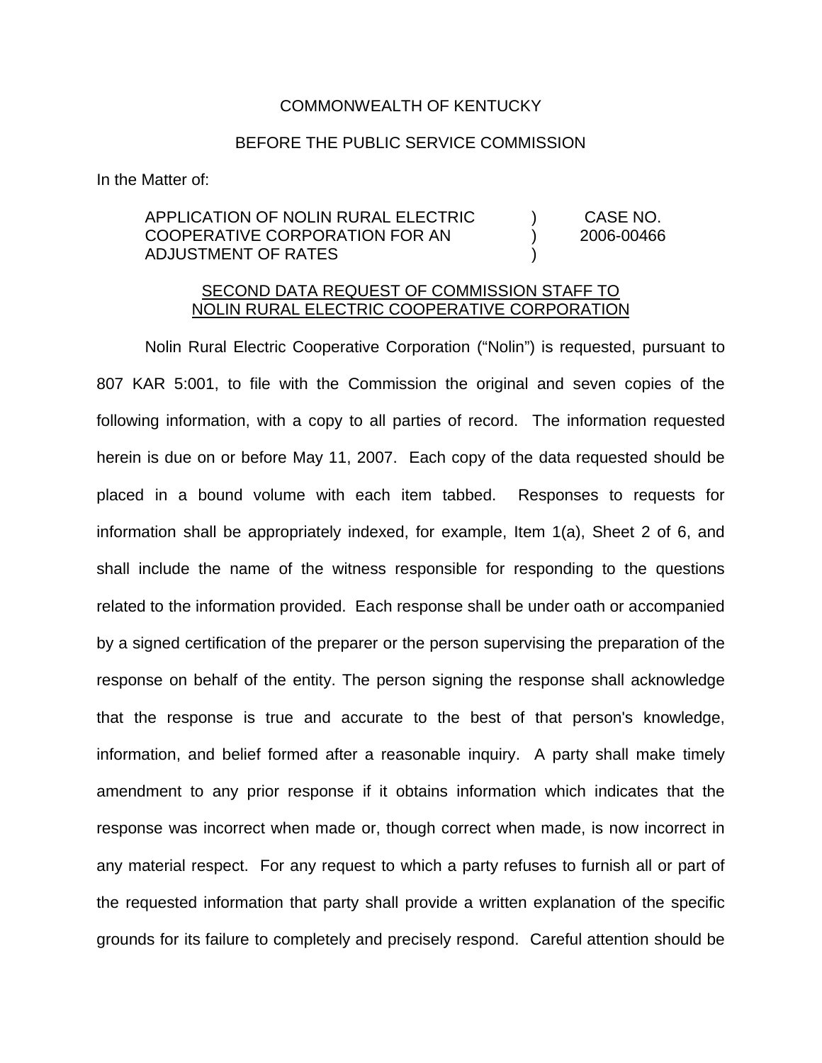COMMONWEALTH OF KENTUCKY

BEFORE THE PUBLIC SERVICE COMMISSION

In the Matter of:

| | | |
|---|---|---|
| APPLICATION OF NOLIN RURAL ELECTRIC COOPERATIVE CORPORATION FOR AN ADJUSTMENT OF RATES | ) ) ) | CASE NO. 2006-00466 |

SECOND DATA REQUEST OF COMMISSION STAFF TO NOLIN RURAL ELECTRIC COOPERATIVE CORPORATION

Nolin Rural Electric Cooperative Corporation ("Nolin") is requested, pursuant to 807 KAR 5:001, to file with the Commission the original and seven copies of the following information, with a copy to all parties of record. The information requested herein is due on or before May 11, 2007. Each copy of the data requested should be placed in a bound volume with each item tabbed. Responses to requests for information shall be appropriately indexed, for example, Item 1(a), Sheet 2 of 6, and shall include the name of the witness responsible for responding to the questions related to the information provided. Each response shall be under oath or accompanied by a signed certification of the preparer or the person supervising the preparation of the response on behalf of the entity. The person signing the response shall acknowledge that the response is true and accurate to the best of that person's knowledge, information, and belief formed after a reasonable inquiry. A party shall make timely amendment to any prior response if it obtains information which indicates that the response was incorrect when made or, though correct when made, is now incorrect in any material respect. For any request to which a party refuses to furnish all or part of the requested information that party shall provide a written explanation of the specific grounds for its failure to completely and precisely respond. Careful attention should be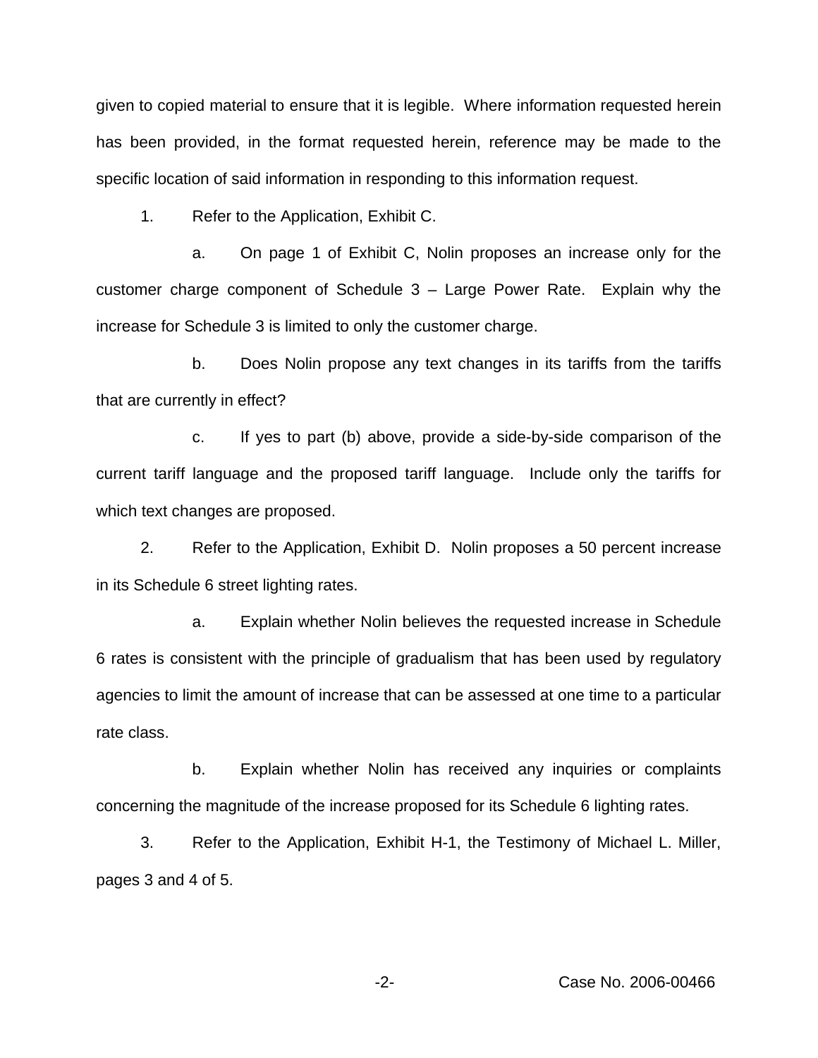given to copied material to ensure that it is legible. Where information requested herein has been provided, in the format requested herein, reference may be made to the specific location of said information in responding to this information request.

1. Refer to the Application, Exhibit C.

   a. On page 1 of Exhibit C, Nolin proposes an increase only for the customer charge component of Schedule 3 – Large Power Rate. Explain why the increase for Schedule 3 is limited to only the customer charge.

   b. Does Nolin propose any text changes in its tariffs from the tariffs that are currently in effect?

   c. If yes to part (b) above, provide a side-by-side comparison of the current tariff language and the proposed tariff language. Include only the tariffs for which text changes are proposed.

2. Refer to the Application, Exhibit D. Nolin proposes a 50 percent increase in its Schedule 6 street lighting rates.

   a. Explain whether Nolin believes the requested increase in Schedule 6 rates is consistent with the principle of gradualism that has been used by regulatory agencies to limit the amount of increase that can be assessed at one time to a particular rate class.

   b. Explain whether Nolin has received any inquiries or complaints concerning the magnitude of the increase proposed for its Schedule 6 lighting rates.

3. Refer to the Application, Exhibit H-1, the Testimony of Michael L. Miller, pages 3 and 4 of 5.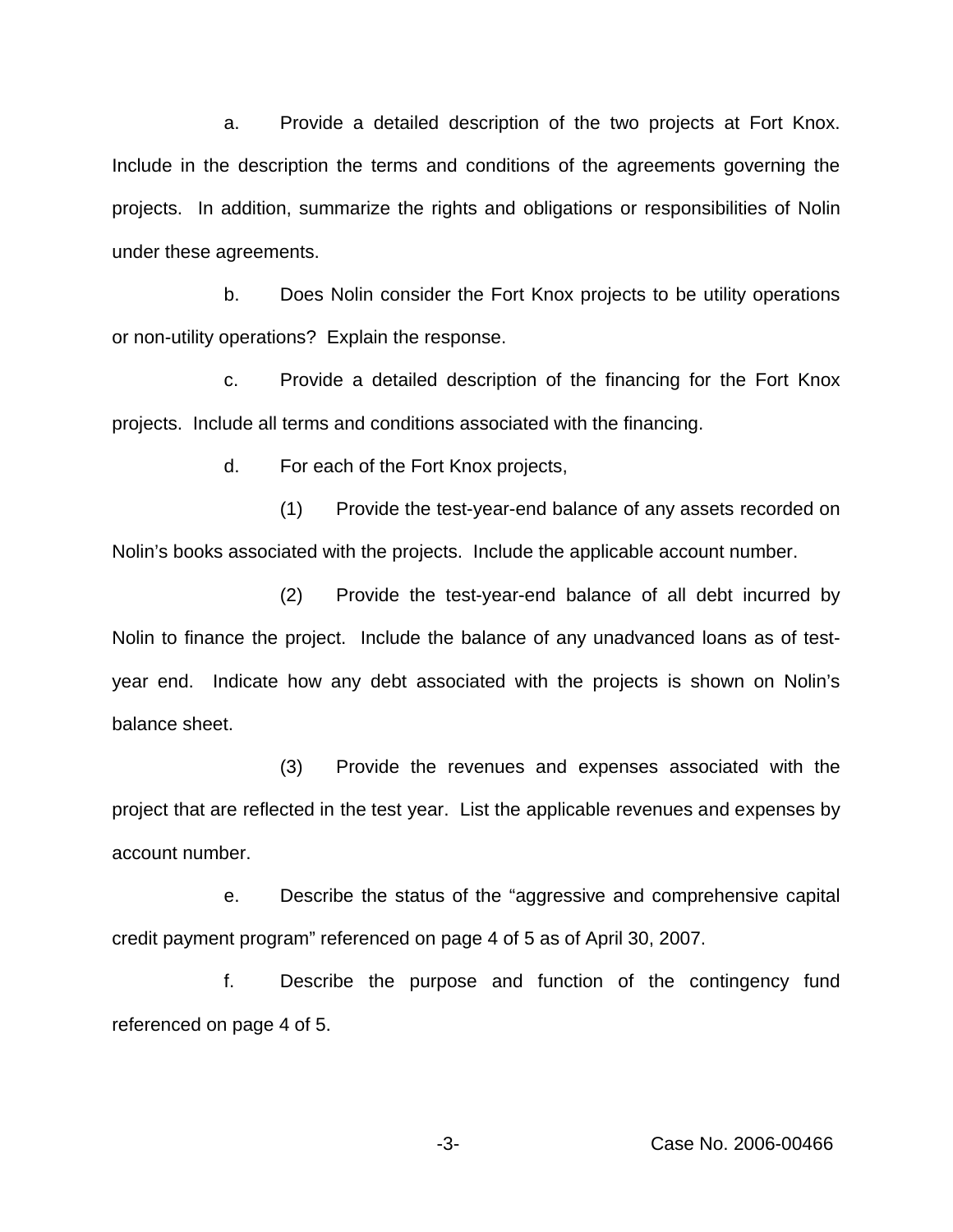a. Provide a detailed description of the two projects at Fort Knox. Include in the description the terms and conditions of the agreements governing the projects. In addition, summarize the rights and obligations or responsibilities of Nolin under these agreements.

b. Does Nolin consider the Fort Knox projects to be utility operations or non-utility operations? Explain the response.

c. Provide a detailed description of the financing for the Fort Knox projects. Include all terms and conditions associated with the financing.

d. For each of the Fort Knox projects,

(1) Provide the test-year-end balance of any assets recorded on Nolin's books associated with the projects. Include the applicable account number.

(2) Provide the test-year-end balance of all debt incurred by Nolin to finance the project. Include the balance of any unadvanced loans as of test-year end. Indicate how any debt associated with the projects is shown on Nolin's balance sheet.

(3) Provide the revenues and expenses associated with the project that are reflected in the test year. List the applicable revenues and expenses by account number.

e. Describe the status of the "aggressive and comprehensive capital credit payment program" referenced on page 4 of 5 as of April 30, 2007.

f. Describe the purpose and function of the contingency fund referenced on page 4 of 5.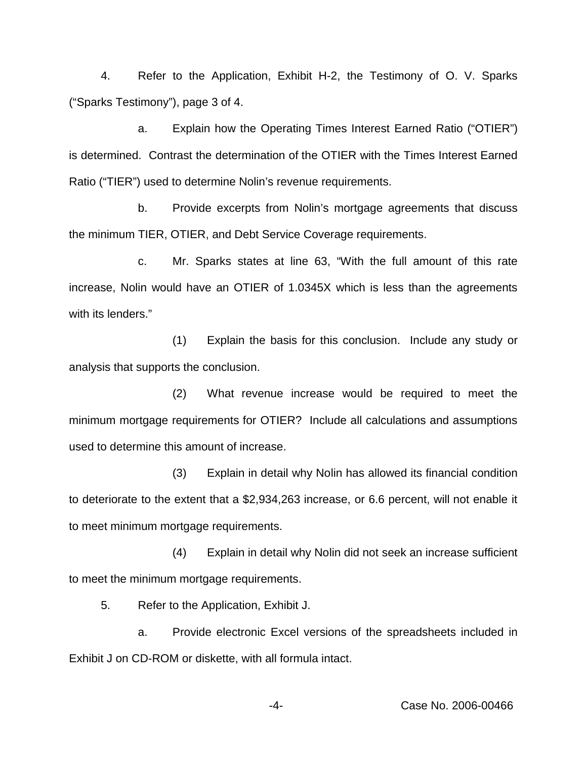4. Refer to the Application, Exhibit H-2, the Testimony of O. V. Sparks ("Sparks Testimony"), page 3 of 4.

a. Explain how the Operating Times Interest Earned Ratio ("OTIER") is determined. Contrast the determination of the OTIER with the Times Interest Earned Ratio ("TIER") used to determine Nolin's revenue requirements.

b. Provide excerpts from Nolin's mortgage agreements that discuss the minimum TIER, OTIER, and Debt Service Coverage requirements.

c. Mr. Sparks states at line 63, "With the full amount of this rate increase, Nolin would have an OTIER of 1.0345X which is less than the agreements with its lenders."

(1) Explain the basis for this conclusion. Include any study or analysis that supports the conclusion.

(2) What revenue increase would be required to meet the minimum mortgage requirements for OTIER? Include all calculations and assumptions used to determine this amount of increase.

(3) Explain in detail why Nolin has allowed its financial condition to deteriorate to the extent that a $2,934,263 increase, or 6.6 percent, will not enable it to meet minimum mortgage requirements.

(4) Explain in detail why Nolin did not seek an increase sufficient to meet the minimum mortgage requirements.

5. Refer to the Application, Exhibit J.

a. Provide electronic Excel versions of the spreadsheets included in Exhibit J on CD-ROM or diskette, with all formula intact.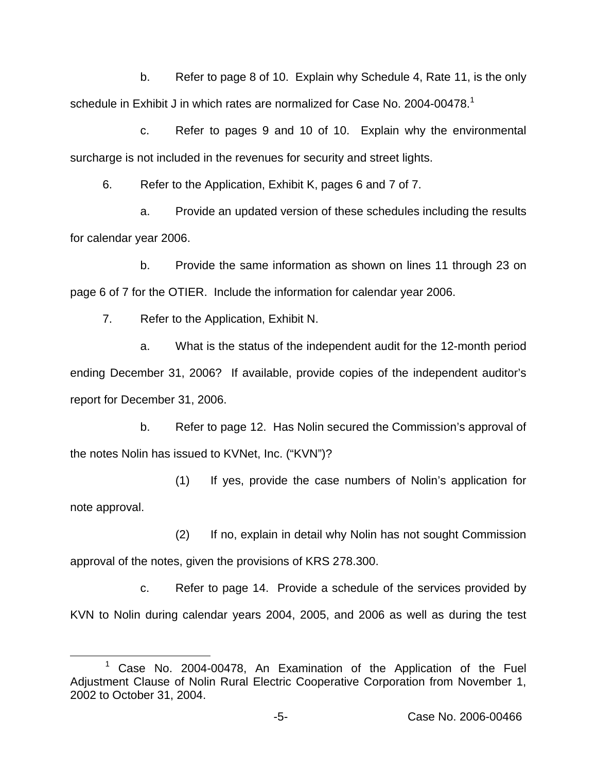b. Refer to page 8 of 10. Explain why Schedule 4, Rate 11, is the only schedule in Exhibit J in which rates are normalized for Case No. 2004-00478.[1]

c. Refer to pages 9 and 10 of 10. Explain why the environmental surcharge is not included in the revenues for security and street lights.

6. Refer to the Application, Exhibit K, pages 6 and 7 of 7.

a. Provide an updated version of these schedules including the results for calendar year 2006.

b. Provide the same information as shown on lines 11 through 23 on page 6 of 7 for the OTIER. Include the information for calendar year 2006.

7. Refer to the Application, Exhibit N.

a. What is the status of the independent audit for the 12-month period ending December 31, 2006? If available, provide copies of the independent auditor's report for December 31, 2006.

b. Refer to page 12. Has Nolin secured the Commission's approval of the notes Nolin has issued to KVNet, Inc. ("KVN")?

(1) If yes, provide the case numbers of Nolin's application for note approval.

(2) If no, explain in detail why Nolin has not sought Commission approval of the notes, given the provisions of KRS 278.300.

c. Refer to page 14. Provide a schedule of the services provided by KVN to Nolin during calendar years 2004, 2005, and 2006 as well as during the test

[1] Case No. 2004-00478, An Examination of the Application of the Fuel Adjustment Clause of Nolin Rural Electric Cooperative Corporation from November 1, 2002 to October 31, 2004.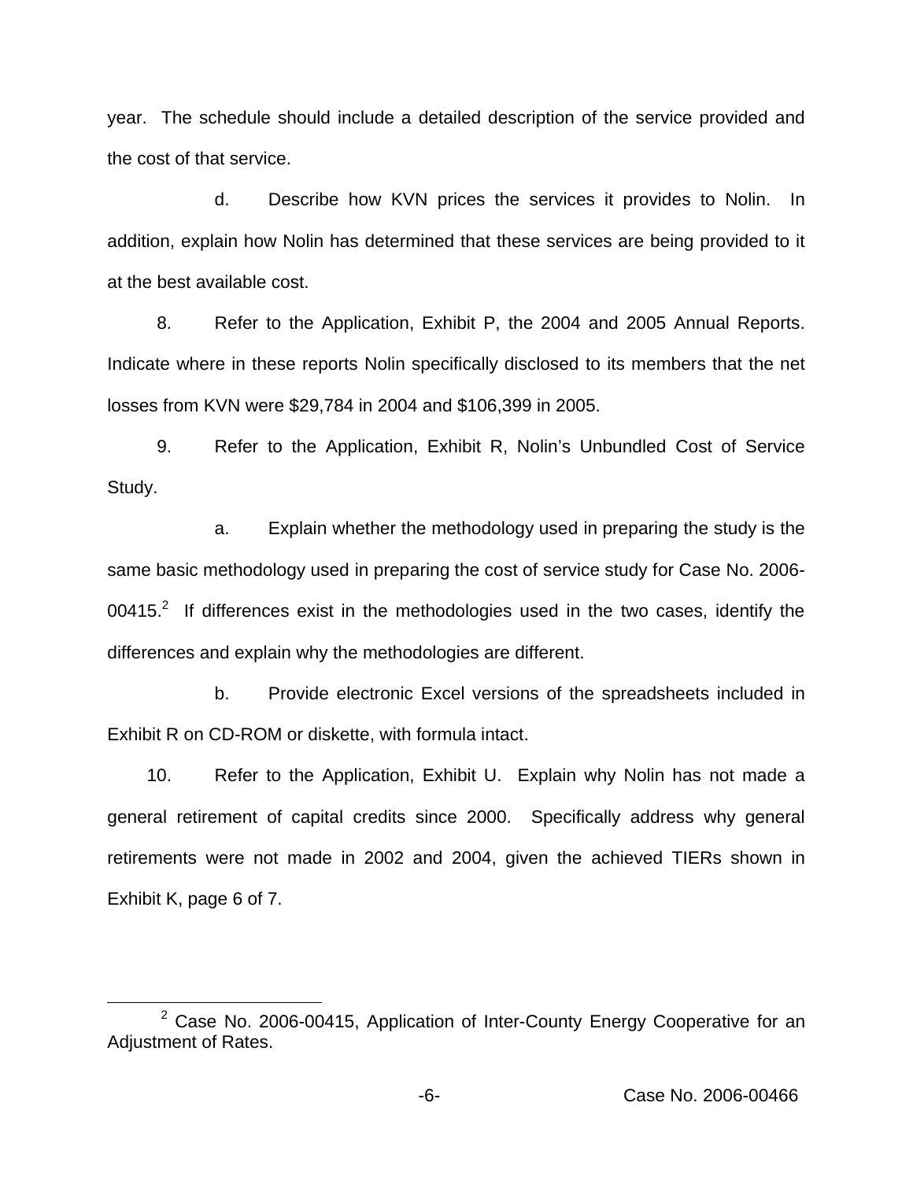year. The schedule should include a detailed description of the service provided and the cost of that service.

d. Describe how KVN prices the services it provides to Nolin. In addition, explain how Nolin has determined that these services are being provided to it at the best available cost.

8. Refer to the Application, Exhibit P, the 2004 and 2005 Annual Reports. Indicate where in these reports Nolin specifically disclosed to its members that the net losses from KVN were $29,784 in 2004 and $106,399 in 2005.

9. Refer to the Application, Exhibit R, Nolin's Unbundled Cost of Service Study.

a. Explain whether the methodology used in preparing the study is the same basic methodology used in preparing the cost of service study for Case No. 2006-00415.[2] If differences exist in the methodologies used in the two cases, identify the differences and explain why the methodologies are different.

b. Provide electronic Excel versions of the spreadsheets included in Exhibit R on CD-ROM or diskette, with formula intact.

10. Refer to the Application, Exhibit U. Explain why Nolin has not made a general retirement of capital credits since 2000. Specifically address why general retirements were not made in 2002 and 2004, given the achieved TIERs shown in Exhibit K, page 6 of 7.

[2] Case No. 2006-00415, Application of Inter-County Energy Cooperative for an Adjustment of Rates.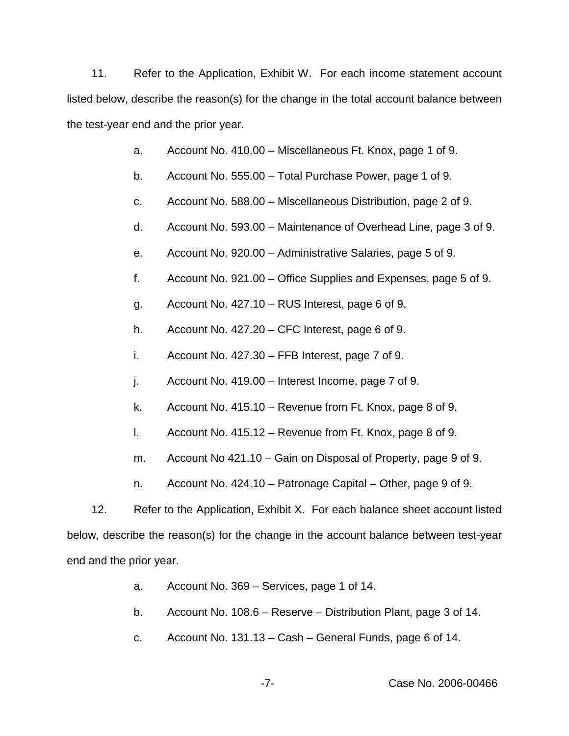11. Refer to the Application, Exhibit W. For each income statement account listed below, describe the reason(s) for the change in the total account balance between the test-year end and the prior year.

a. Account No. 410.00 – Miscellaneous Ft. Knox, page 1 of 9.

b. Account No. 555.00 – Total Purchase Power, page 1 of 9.

c. Account No. 588.00 – Miscellaneous Distribution, page 2 of 9.

d. Account No. 593.00 – Maintenance of Overhead Line, page 3 of 9.

e. Account No. 920.00 – Administrative Salaries, page 5 of 9.

f. Account No. 921.00 – Office Supplies and Expenses, page 5 of 9.

g. Account No. 427.10 – RUS Interest, page 6 of 9.

h. Account No. 427.20 – CFC Interest, page 6 of 9.

i. Account No. 427.30 – FFB Interest, page 7 of 9.

j. Account No. 419.00 – Interest Income, page 7 of 9.

k. Account No. 415.10 – Revenue from Ft. Knox, page 8 of 9.

l. Account No. 415.12 – Revenue from Ft. Knox, page 8 of 9.

m. Account No 421.10 – Gain on Disposal of Property, page 9 of 9.

n. Account No. 424.10 – Patronage Capital – Other, page 9 of 9.

12. Refer to the Application, Exhibit X. For each balance sheet account listed below, describe the reason(s) for the change in the account balance between test-year end and the prior year.

a. Account No. 369 – Services, page 1 of 14.

b. Account No. 108.6 – Reserve – Distribution Plant, page 3 of 14.

c. Account No. 131.13 – Cash – General Funds, page 6 of 14.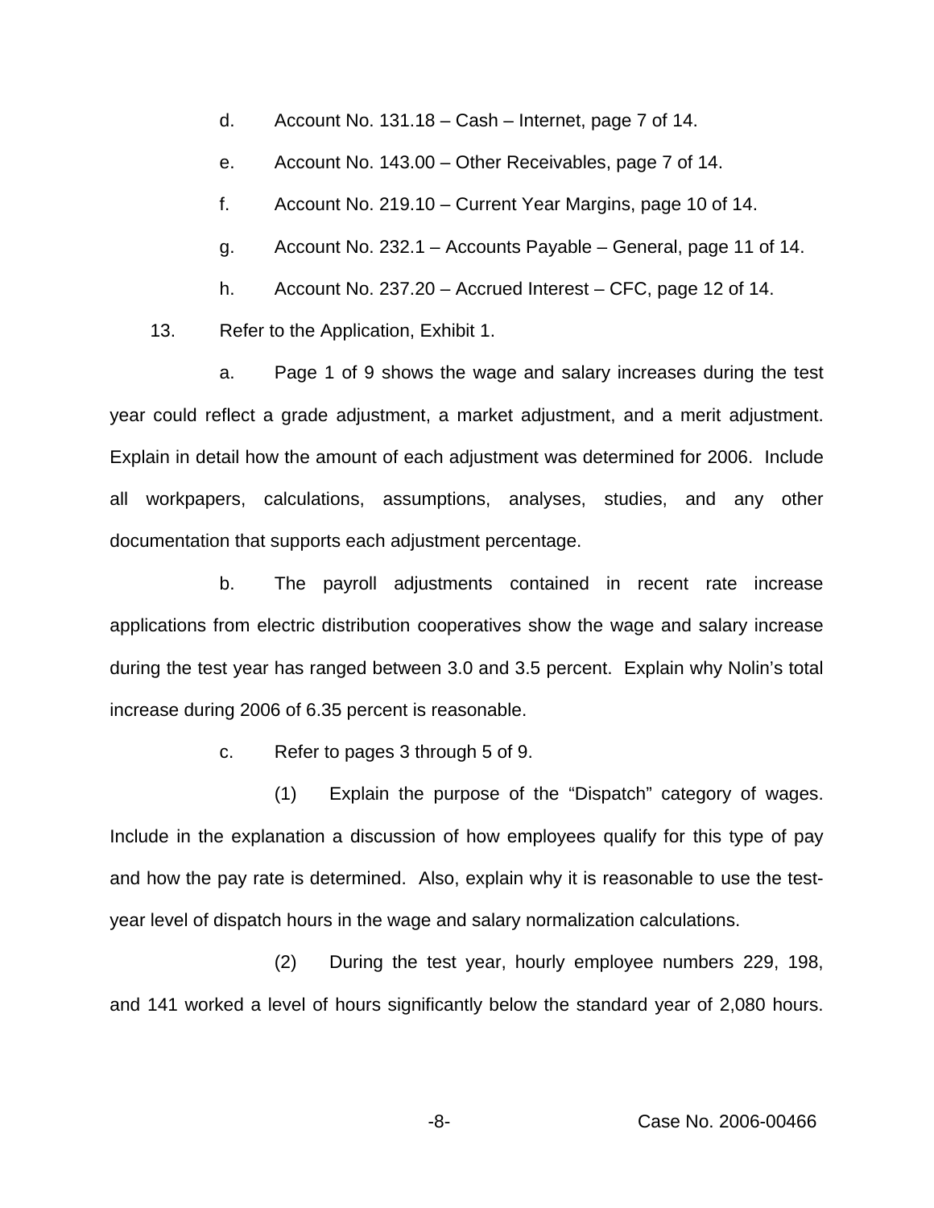d. Account No. 131.18 – Cash – Internet, page 7 of 14.

e. Account No. 143.00 – Other Receivables, page 7 of 14.

f. Account No. 219.10 – Current Year Margins, page 10 of 14.

g. Account No. 232.1 – Accounts Payable – General, page 11 of 14.

h. Account No. 237.20 – Accrued Interest – CFC, page 12 of 14.

13. Refer to the Application, Exhibit 1.

a. Page 1 of 9 shows the wage and salary increases during the test year could reflect a grade adjustment, a market adjustment, and a merit adjustment. Explain in detail how the amount of each adjustment was determined for 2006. Include all workpapers, calculations, assumptions, analyses, studies, and any other documentation that supports each adjustment percentage.

b. The payroll adjustments contained in recent rate increase applications from electric distribution cooperatives show the wage and salary increase during the test year has ranged between 3.0 and 3.5 percent. Explain why Nolin's total increase during 2006 of 6.35 percent is reasonable.

c. Refer to pages 3 through 5 of 9.

(1) Explain the purpose of the "Dispatch" category of wages. Include in the explanation a discussion of how employees qualify for this type of pay and how the pay rate is determined. Also, explain why it is reasonable to use the test-year level of dispatch hours in the wage and salary normalization calculations.

(2) During the test year, hourly employee numbers 229, 198, and 141 worked a level of hours significantly below the standard year of 2,080 hours.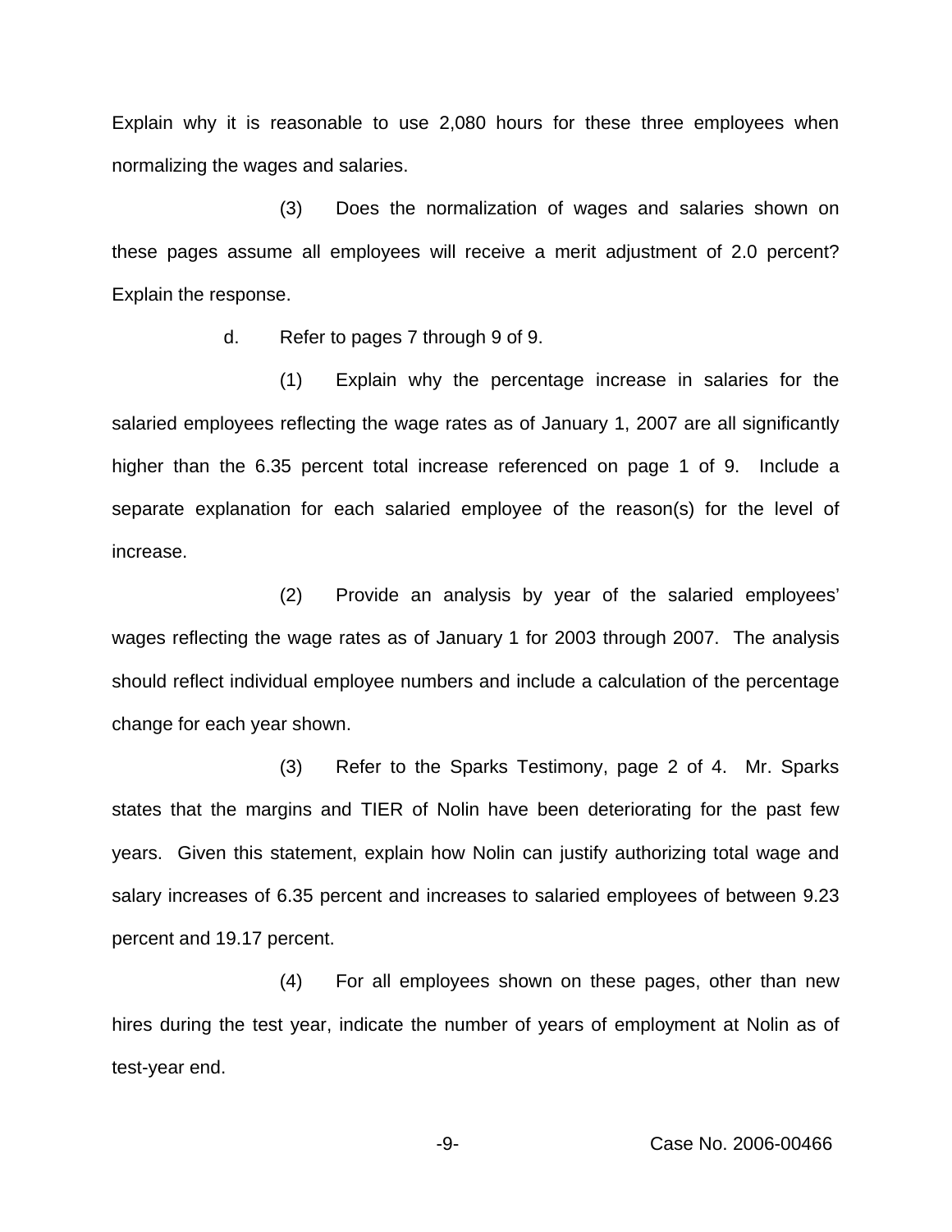Explain why it is reasonable to use 2,080 hours for these three employees when normalizing the wages and salaries.

(3) Does the normalization of wages and salaries shown on these pages assume all employees will receive a merit adjustment of 2.0 percent? Explain the response.

d. Refer to pages 7 through 9 of 9.

(1) Explain why the percentage increase in salaries for the salaried employees reflecting the wage rates as of January 1, 2007 are all significantly higher than the 6.35 percent total increase referenced on page 1 of 9. Include a separate explanation for each salaried employee of the reason(s) for the level of increase.

(2) Provide an analysis by year of the salaried employees' wages reflecting the wage rates as of January 1 for 2003 through 2007. The analysis should reflect individual employee numbers and include a calculation of the percentage change for each year shown.

(3) Refer to the Sparks Testimony, page 2 of 4. Mr. Sparks states that the margins and TIER of Nolin have been deteriorating for the past few years. Given this statement, explain how Nolin can justify authorizing total wage and salary increases of 6.35 percent and increases to salaried employees of between 9.23 percent and 19.17 percent.

(4) For all employees shown on these pages, other than new hires during the test year, indicate the number of years of employment at Nolin as of test-year end.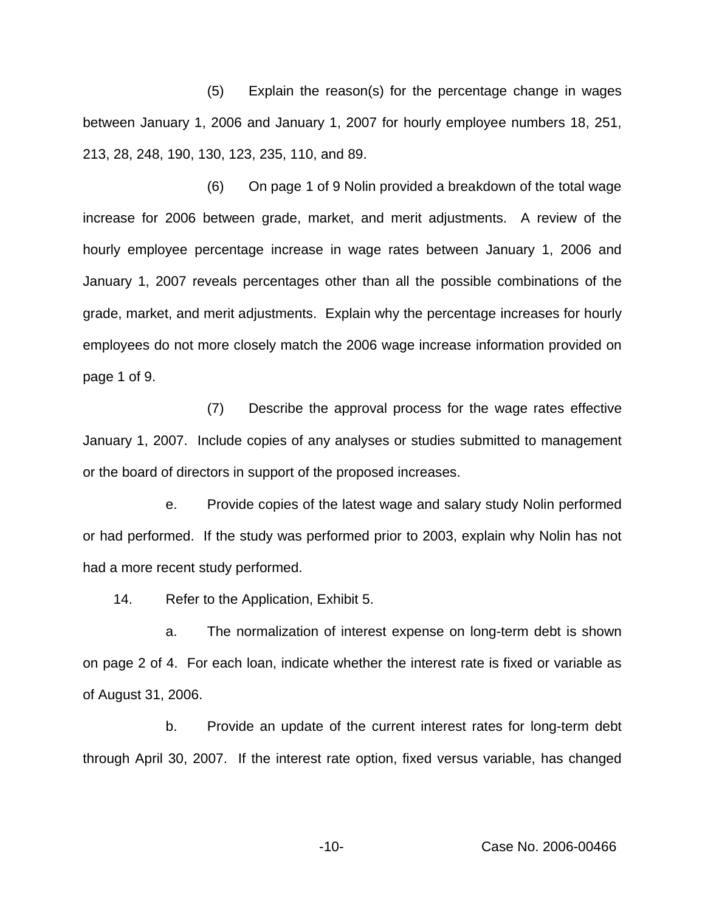(5) Explain the reason(s) for the percentage change in wages between January 1, 2006 and January 1, 2007 for hourly employee numbers 18, 251, 213, 28, 248, 190, 130, 123, 235, 110, and 89.

(6) On page 1 of 9 Nolin provided a breakdown of the total wage increase for 2006 between grade, market, and merit adjustments. A review of the hourly employee percentage increase in wage rates between January 1, 2006 and January 1, 2007 reveals percentages other than all the possible combinations of the grade, market, and merit adjustments. Explain why the percentage increases for hourly employees do not more closely match the 2006 wage increase information provided on page 1 of 9.

(7) Describe the approval process for the wage rates effective January 1, 2007. Include copies of any analyses or studies submitted to management or the board of directors in support of the proposed increases.

e. Provide copies of the latest wage and salary study Nolin performed or had performed. If the study was performed prior to 2003, explain why Nolin has not had a more recent study performed.

14. Refer to the Application, Exhibit 5.

a. The normalization of interest expense on long-term debt is shown on page 2 of 4. For each loan, indicate whether the interest rate is fixed or variable as of August 31, 2006.

b. Provide an update of the current interest rates for long-term debt through April 30, 2007. If the interest rate option, fixed versus variable, has changed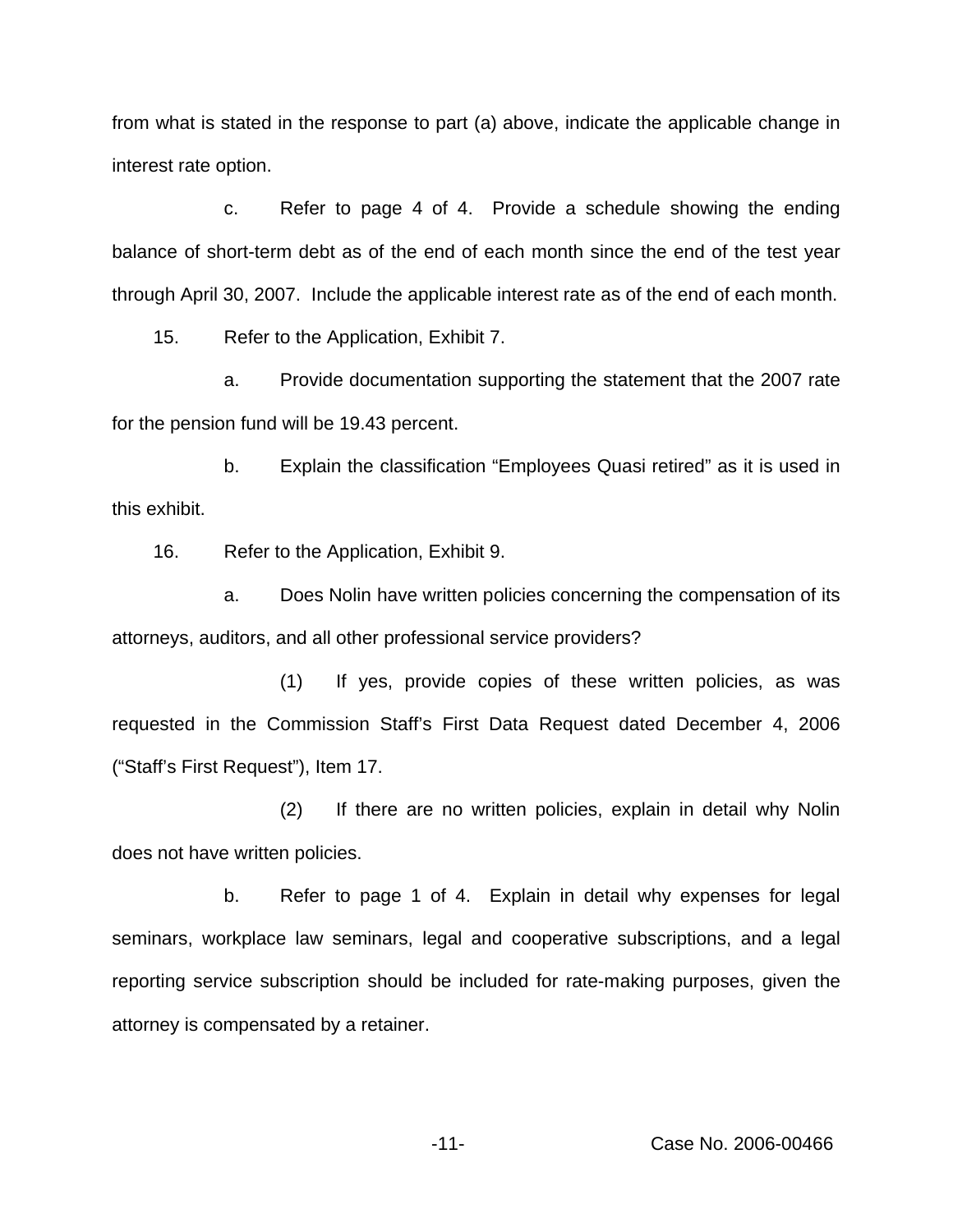from what is stated in the response to part (a) above, indicate the applicable change in interest rate option.

c. Refer to page 4 of 4. Provide a schedule showing the ending balance of short-term debt as of the end of each month since the end of the test year through April 30, 2007. Include the applicable interest rate as of the end of each month.

15. Refer to the Application, Exhibit 7.

a. Provide documentation supporting the statement that the 2007 rate for the pension fund will be 19.43 percent.

b. Explain the classification "Employees Quasi retired" as it is used in this exhibit.

16. Refer to the Application, Exhibit 9.

a. Does Nolin have written policies concerning the compensation of its attorneys, auditors, and all other professional service providers?

(1) If yes, provide copies of these written policies, as was requested in the Commission Staff's First Data Request dated December 4, 2006 ("Staff's First Request"), Item 17.

(2) If there are no written policies, explain in detail why Nolin does not have written policies.

b. Refer to page 1 of 4. Explain in detail why expenses for legal seminars, workplace law seminars, legal and cooperative subscriptions, and a legal reporting service subscription should be included for rate-making purposes, given the attorney is compensated by a retainer.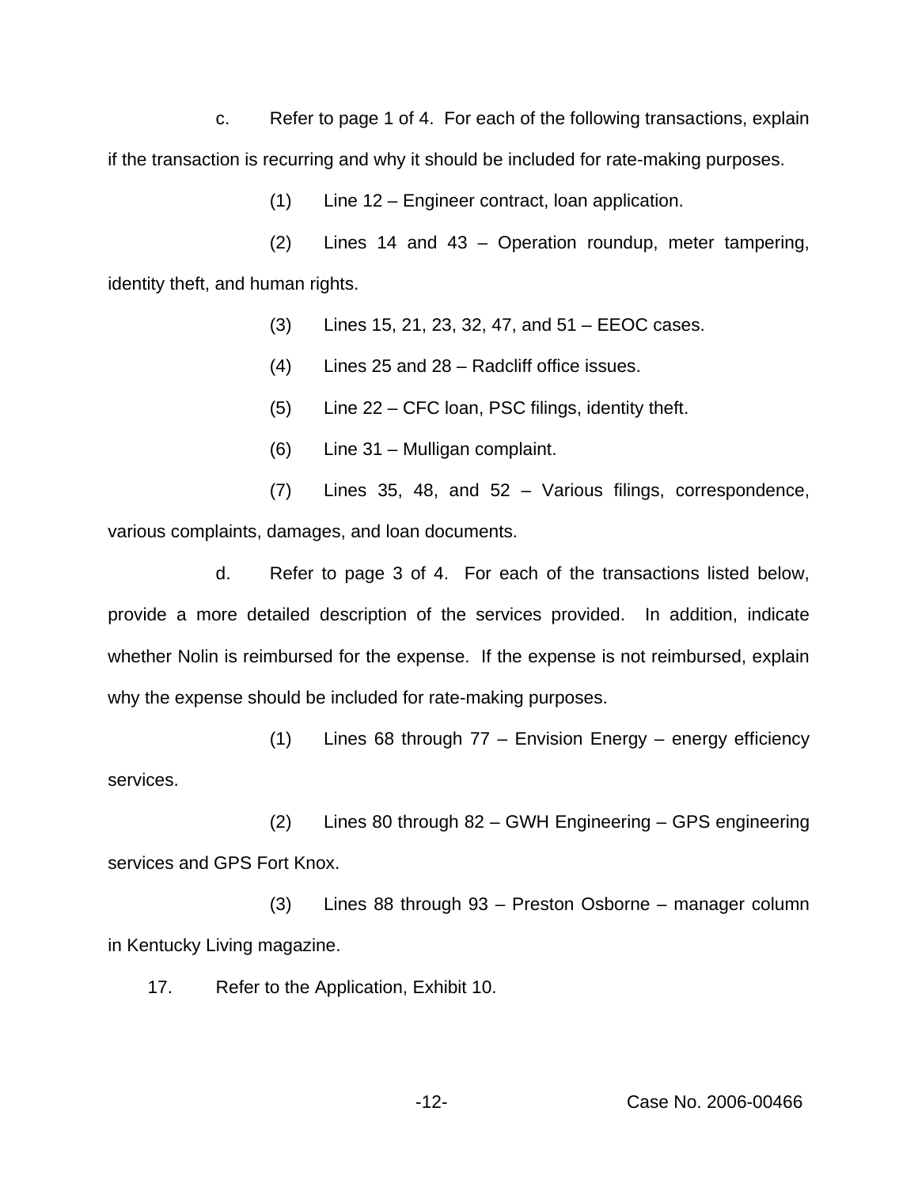c. Refer to page 1 of 4. For each of the following transactions, explain if the transaction is recurring and why it should be included for rate-making purposes.

(1) Line 12 – Engineer contract, loan application.

(2) Lines 14 and 43 – Operation roundup, meter tampering, identity theft, and human rights.

(3) Lines 15, 21, 23, 32, 47, and 51 – EEOC cases.

(4) Lines 25 and 28 – Radcliff office issues.

(5) Line 22 – CFC loan, PSC filings, identity theft.

(6) Line 31 – Mulligan complaint.

(7) Lines 35, 48, and 52 – Various filings, correspondence, various complaints, damages, and loan documents.

d. Refer to page 3 of 4. For each of the transactions listed below, provide a more detailed description of the services provided. In addition, indicate whether Nolin is reimbursed for the expense. If the expense is not reimbursed, explain why the expense should be included for rate-making purposes.

(1) Lines 68 through 77 – Envision Energy – energy efficiency services.

(2) Lines 80 through 82 – GWH Engineering – GPS engineering services and GPS Fort Knox.

(3) Lines 88 through 93 – Preston Osborne – manager column in Kentucky Living magazine.

17. Refer to the Application, Exhibit 10.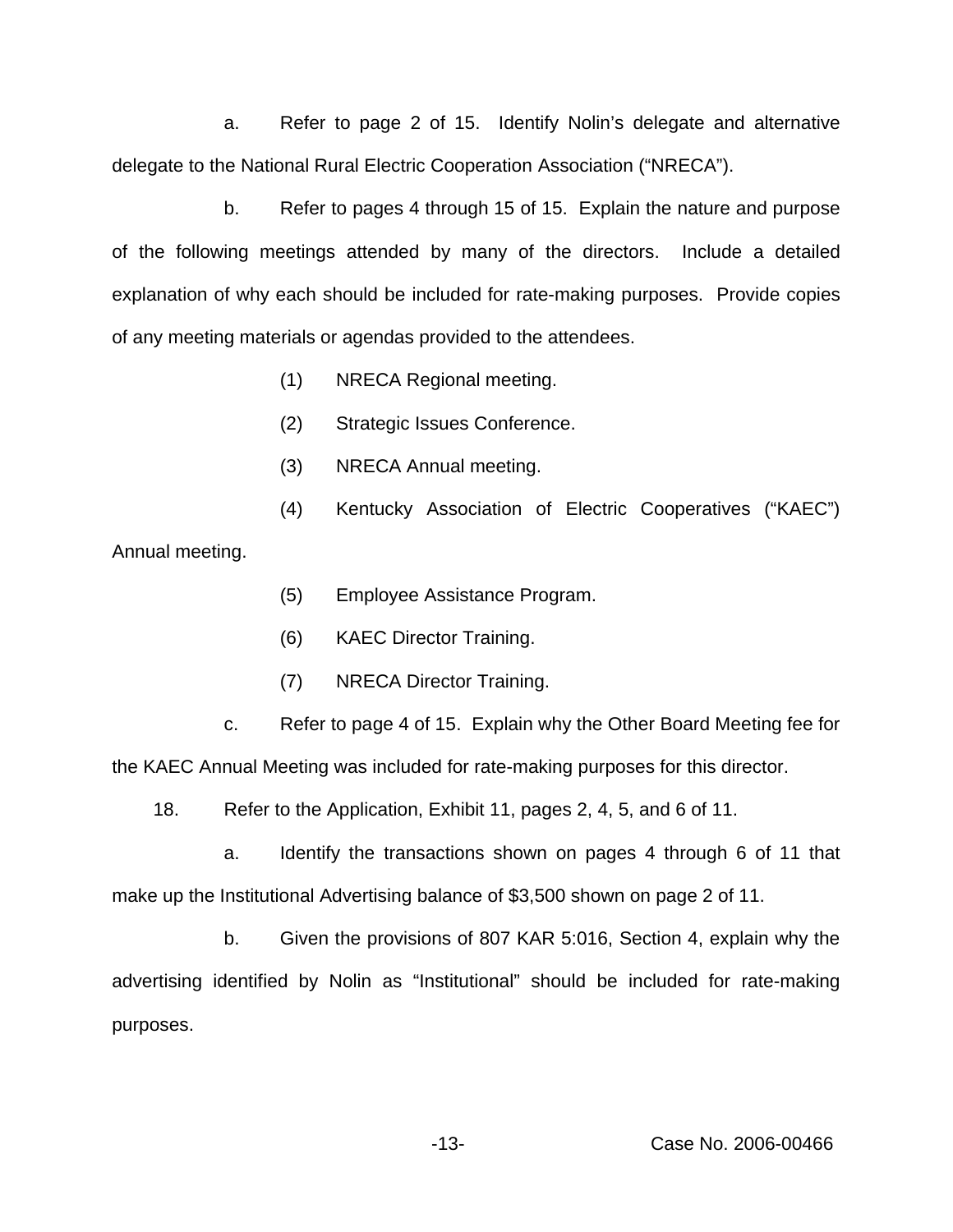a. Refer to page 2 of 15. Identify Nolin's delegate and alternative delegate to the National Rural Electric Cooperation Association ("NRECA").

b. Refer to pages 4 through 15 of 15. Explain the nature and purpose of the following meetings attended by many of the directors. Include a detailed explanation of why each should be included for rate-making purposes. Provide copies of any meeting materials or agendas provided to the attendees.

(1) NRECA Regional meeting.

(2) Strategic Issues Conference.

(3) NRECA Annual meeting.

(4) Kentucky Association of Electric Cooperatives ("KAEC") Annual meeting.

(5) Employee Assistance Program.

(6) KAEC Director Training.

(7) NRECA Director Training.

c. Refer to page 4 of 15. Explain why the Other Board Meeting fee for the KAEC Annual Meeting was included for rate-making purposes for this director.

18. Refer to the Application, Exhibit 11, pages 2, 4, 5, and 6 of 11.

a. Identify the transactions shown on pages 4 through 6 of 11 that make up the Institutional Advertising balance of $3,500 shown on page 2 of 11.

b. Given the provisions of 807 KAR 5:016, Section 4, explain why the advertising identified by Nolin as "Institutional" should be included for rate-making purposes.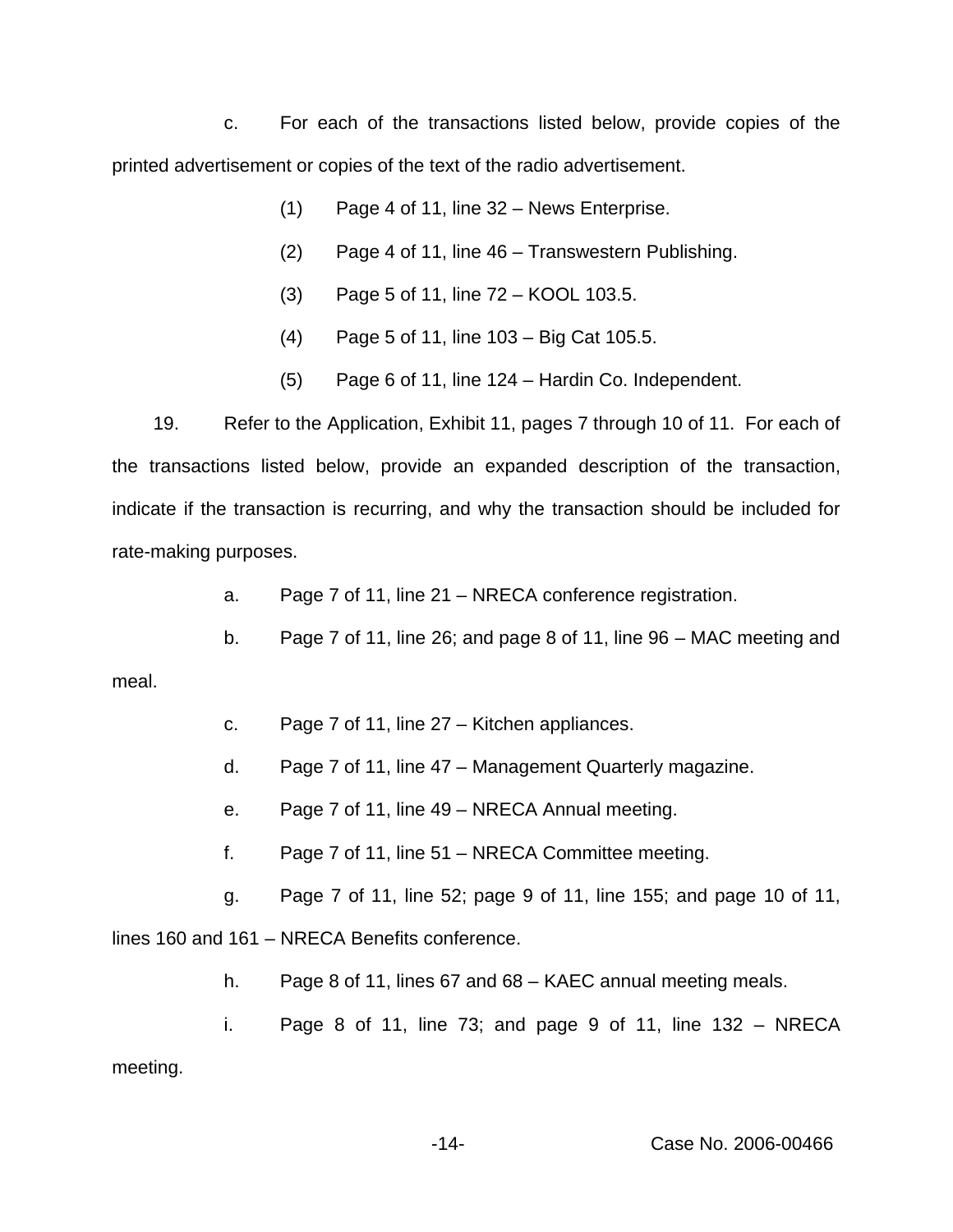c. For each of the transactions listed below, provide copies of the printed advertisement or copies of the text of the radio advertisement.

(1) Page 4 of 11, line 32 – News Enterprise.

(2) Page 4 of 11, line 46 – Transwestern Publishing.

(3) Page 5 of 11, line 72 – KOOL 103.5.

(4) Page 5 of 11, line 103 – Big Cat 105.5.

(5) Page 6 of 11, line 124 – Hardin Co. Independent.

19. Refer to the Application, Exhibit 11, pages 7 through 10 of 11. For each of the transactions listed below, provide an expanded description of the transaction, indicate if the transaction is recurring, and why the transaction should be included for rate-making purposes.

a. Page 7 of 11, line 21 – NRECA conference registration.

b. Page 7 of 11, line 26; and page 8 of 11, line 96 – MAC meeting and meal.

c. Page 7 of 11, line 27 – Kitchen appliances.

d. Page 7 of 11, line 47 – Management Quarterly magazine.

e. Page 7 of 11, line 49 – NRECA Annual meeting.

f. Page 7 of 11, line 51 – NRECA Committee meeting.

g. Page 7 of 11, line 52; page 9 of 11, line 155; and page 10 of 11, lines 160 and 161 – NRECA Benefits conference.

h. Page 8 of 11, lines 67 and 68 – KAEC annual meeting meals.

i. Page 8 of 11, line 73; and page 9 of 11, line 132 – NRECA meeting.

Case No. 2006-00466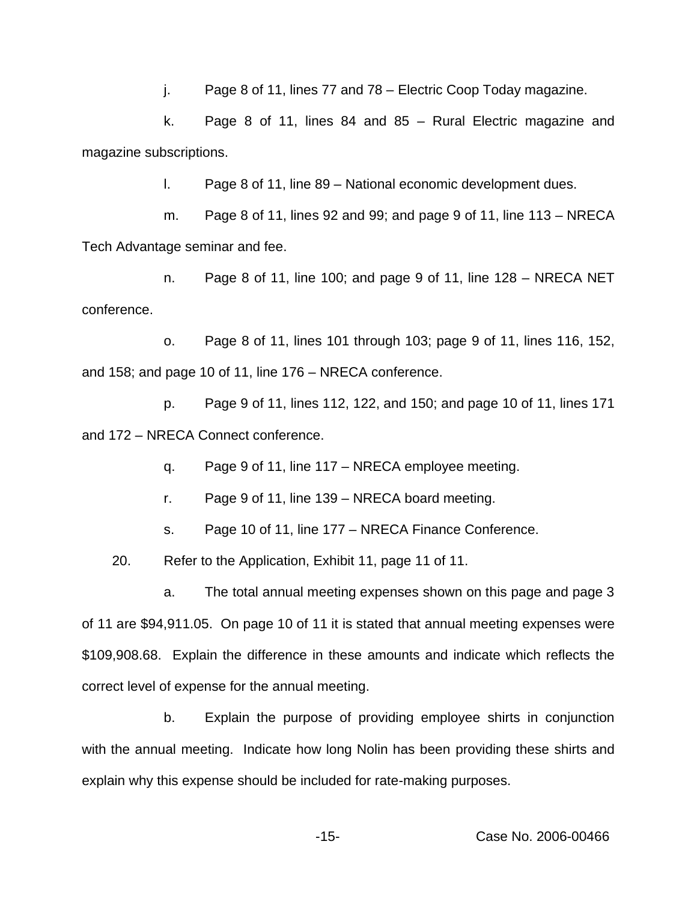j. Page 8 of 11, lines 77 and 78 – Electric Coop Today magazine.

k. Page 8 of 11, lines 84 and 85 – Rural Electric magazine and magazine subscriptions.

l. Page 8 of 11, line 89 – National economic development dues.

m. Page 8 of 11, lines 92 and 99; and page 9 of 11, line 113 – NRECA Tech Advantage seminar and fee.

n. Page 8 of 11, line 100; and page 9 of 11, line 128 – NRECA NET conference.

o. Page 8 of 11, lines 101 through 103; page 9 of 11, lines 116, 152, and 158; and page 10 of 11, line 176 – NRECA conference.

p. Page 9 of 11, lines 112, 122, and 150; and page 10 of 11, lines 171 and 172 – NRECA Connect conference.

q. Page 9 of 11, line 117 – NRECA employee meeting.

r. Page 9 of 11, line 139 – NRECA board meeting.

s. Page 10 of 11, line 177 – NRECA Finance Conference.

20. Refer to the Application, Exhibit 11, page 11 of 11.

a. The total annual meeting expenses shown on this page and page 3 of 11 are $94,911.05. On page 10 of 11 it is stated that annual meeting expenses were $109,908.68. Explain the difference in these amounts and indicate which reflects the correct level of expense for the annual meeting.

b. Explain the purpose of providing employee shirts in conjunction with the annual meeting. Indicate how long Nolin has been providing these shirts and explain why this expense should be included for rate-making purposes.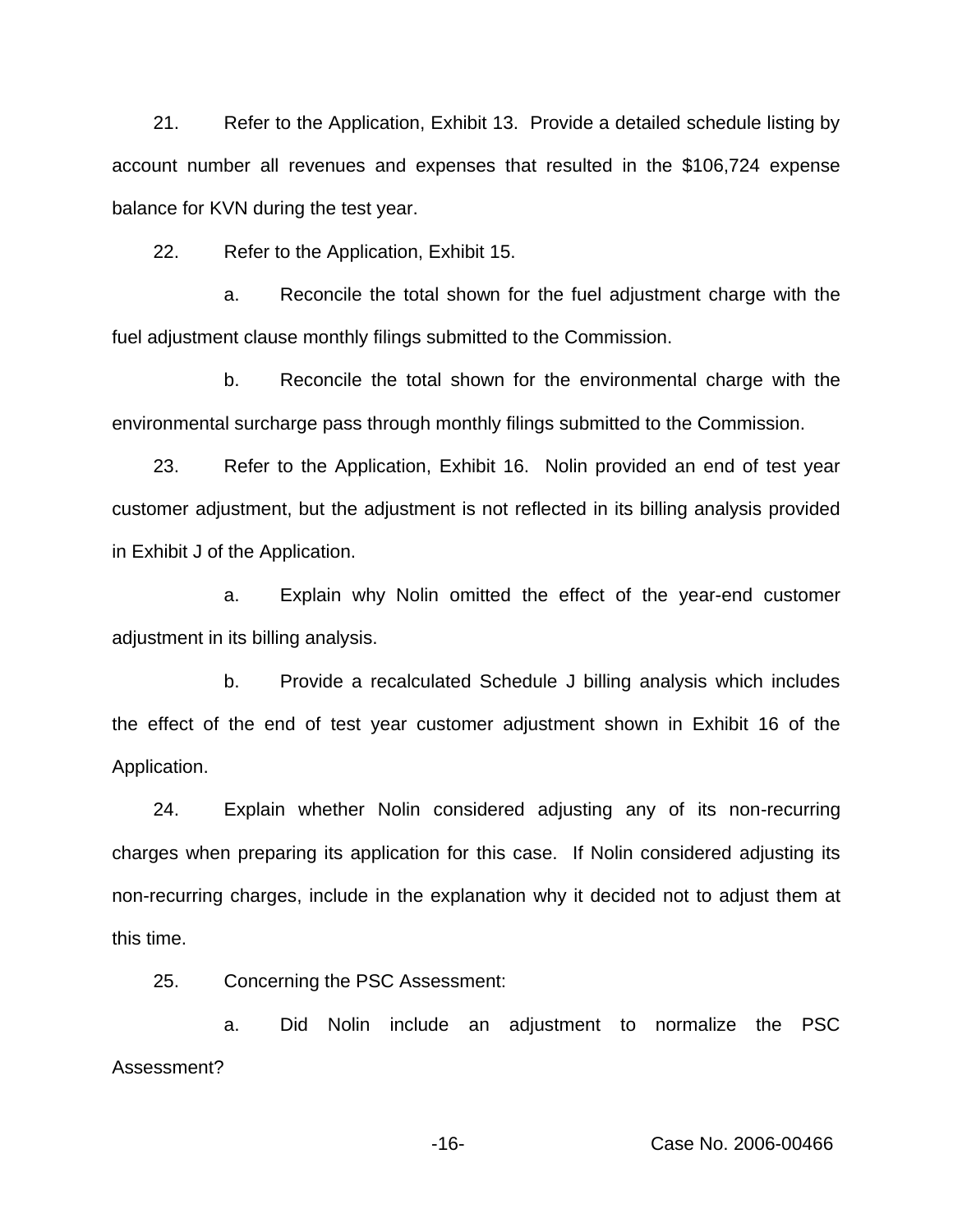21. Refer to the Application, Exhibit 13. Provide a detailed schedule listing by account number all revenues and expenses that resulted in the $106,724 expense balance for KVN during the test year.

22. Refer to the Application, Exhibit 15.

a. Reconcile the total shown for the fuel adjustment charge with the fuel adjustment clause monthly filings submitted to the Commission.

b. Reconcile the total shown for the environmental charge with the environmental surcharge pass through monthly filings submitted to the Commission.

23. Refer to the Application, Exhibit 16. Nolin provided an end of test year customer adjustment, but the adjustment is not reflected in its billing analysis provided in Exhibit J of the Application.

a. Explain why Nolin omitted the effect of the year-end customer adjustment in its billing analysis.

b. Provide a recalculated Schedule J billing analysis which includes the effect of the end of test year customer adjustment shown in Exhibit 16 of the Application.

24. Explain whether Nolin considered adjusting any of its non-recurring charges when preparing its application for this case. If Nolin considered adjusting its non-recurring charges, include in the explanation why it decided not to adjust them at this time.

25. Concerning the PSC Assessment:

a. Did Nolin include an adjustment to normalize the PSC Assessment?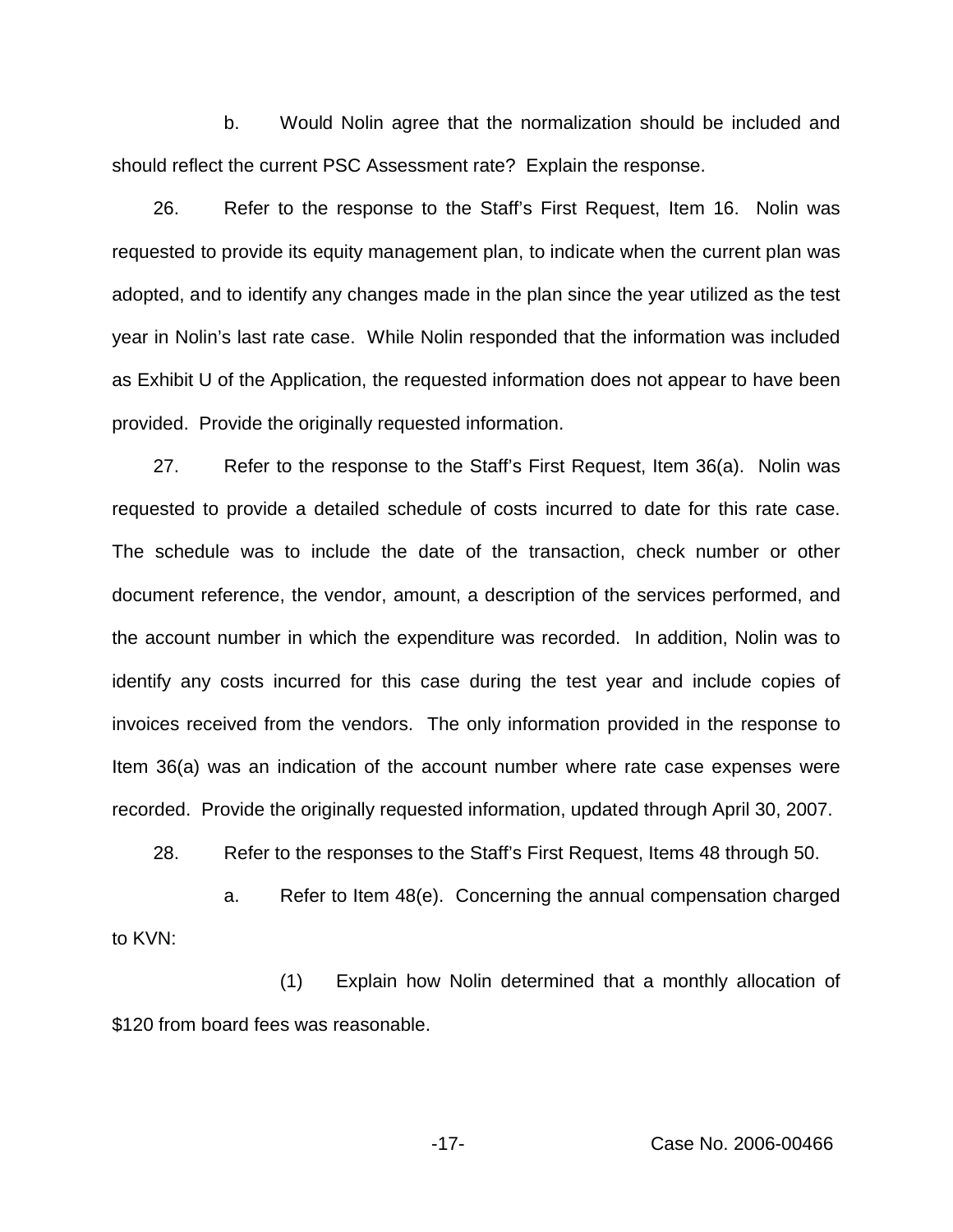b. Would Nolin agree that the normalization should be included and should reflect the current PSC Assessment rate? Explain the response.

26. Refer to the response to the Staff's First Request, Item 16. Nolin was requested to provide its equity management plan, to indicate when the current plan was adopted, and to identify any changes made in the plan since the year utilized as the test year in Nolin's last rate case. While Nolin responded that the information was included as Exhibit U of the Application, the requested information does not appear to have been provided. Provide the originally requested information.

27. Refer to the response to the Staff's First Request, Item 36(a). Nolin was requested to provide a detailed schedule of costs incurred to date for this rate case. The schedule was to include the date of the transaction, check number or other document reference, the vendor, amount, a description of the services performed, and the account number in which the expenditure was recorded. In addition, Nolin was to identify any costs incurred for this case during the test year and include copies of invoices received from the vendors. The only information provided in the response to Item 36(a) was an indication of the account number where rate case expenses were recorded. Provide the originally requested information, updated through April 30, 2007.

28. Refer to the responses to the Staff's First Request, Items 48 through 50.

a. Refer to Item 48(e). Concerning the annual compensation charged to KVN:

(1) Explain how Nolin determined that a monthly allocation of $120 from board fees was reasonable.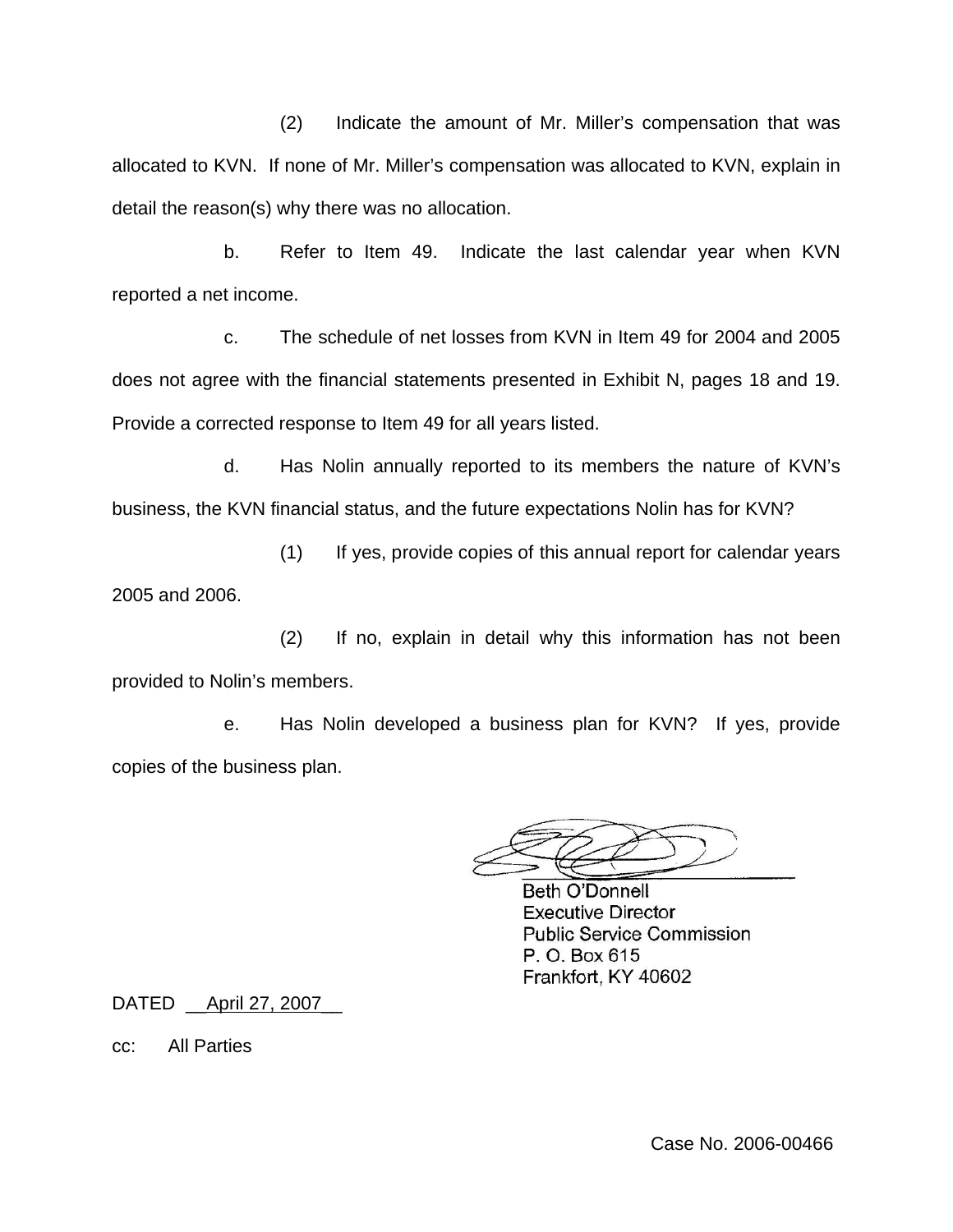(2) Indicate the amount of Mr. Miller's compensation that was allocated to KVN. If none of Mr. Miller's compensation was allocated to KVN, explain in detail the reason(s) why there was no allocation.

b. Refer to Item 49. Indicate the last calendar year when KVN reported a net income.

c. The schedule of net losses from KVN in Item 49 for 2004 and 2005 does not agree with the financial statements presented in Exhibit N, pages 18 and 19. Provide a corrected response to Item 49 for all years listed.

d. Has Nolin annually reported to its members the nature of KVN's business, the KVN financial status, and the future expectations Nolin has for KVN?

(1) If yes, provide copies of this annual report for calendar years 2005 and 2006.

(2) If no, explain in detail why this information has not been provided to Nolin's members.

e. Has Nolin developed a business plan for KVN? If yes, provide copies of the business plan.

Beth O'Donnell
Executive Director
Public Service Commission
P. O. Box 615
Frankfort, KY 40602

DATED April 27, 2007

cc: All Parties

Case No. 2006-00466